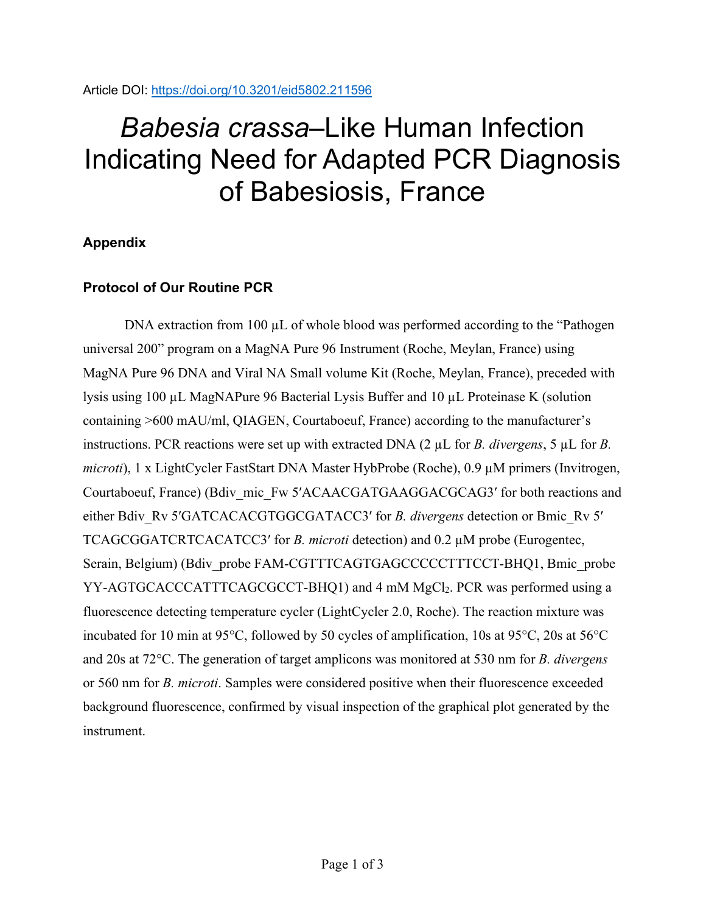Article DOI: https://doi.org/10.3201/eid5802.211596

# *Babesia crassa*–Like Human Infection Indicating Need for Adapted PCR Diagnosis of Babesiosis, France

## Appendix

### Protocol of Our Routine PCR

DNA extraction from 100 µL of whole blood was performed according to the “Pathogen universal 200” program on a MagNA Pure 96 Instrument (Roche, Meylan, France) using MagNA Pure 96 DNA and Viral NA Small volume Kit (Roche, Meylan, France), preceded with lysis using 100 µL MagNAPure 96 Bacterial Lysis Buffer and 10 µL Proteinase K (solution containing >600 mAU/ml, QIAGEN, Courtaboeuf, France) according to the manufacturer’s instructions. PCR reactions were set up with extracted DNA (2 µL for *B. divergens*, 5 µL for *B. microti*), 1 x LightCycler FastStart DNA Master HybProbe (Roche), 0.9 µM primers (Invitrogen, Courtaboeuf, France) (Bdiv_mic_Fw 5′ACAACGATGAAGGACGCAG3′ for both reactions and either Bdiv_Rv 5′GATCACACGTGGCGATACC3′ for *B. divergens* detection or Bmic_Rv 5′ TCAGCGGATCRTCACATCC3′ for *B. microti* detection) and 0.2 µM probe (Eurogentec, Serain, Belgium) (Bdiv_probe FAM-CGTTTCAGTGAGCCCCCTTTCCT-BHQ1, Bmic_probe YY-AGTGCACCCATTTCAGCGCCT-BHQ1) and 4 mM $MgCl_2$. PCR was performed using a fluorescence detecting temperature cycler (LightCycler 2.0, Roche). The reaction mixture was incubated for 10 min at 95°C, followed by 50 cycles of amplification, 10s at 95°C, 20s at 56°C and 20s at 72°C. The generation of target amplicons was monitored at 530 nm for *B. divergens* or 560 nm for *B. microti*. Samples were considered positive when their fluorescence exceeded background fluorescence, confirmed by visual inspection of the graphical plot generated by the instrument.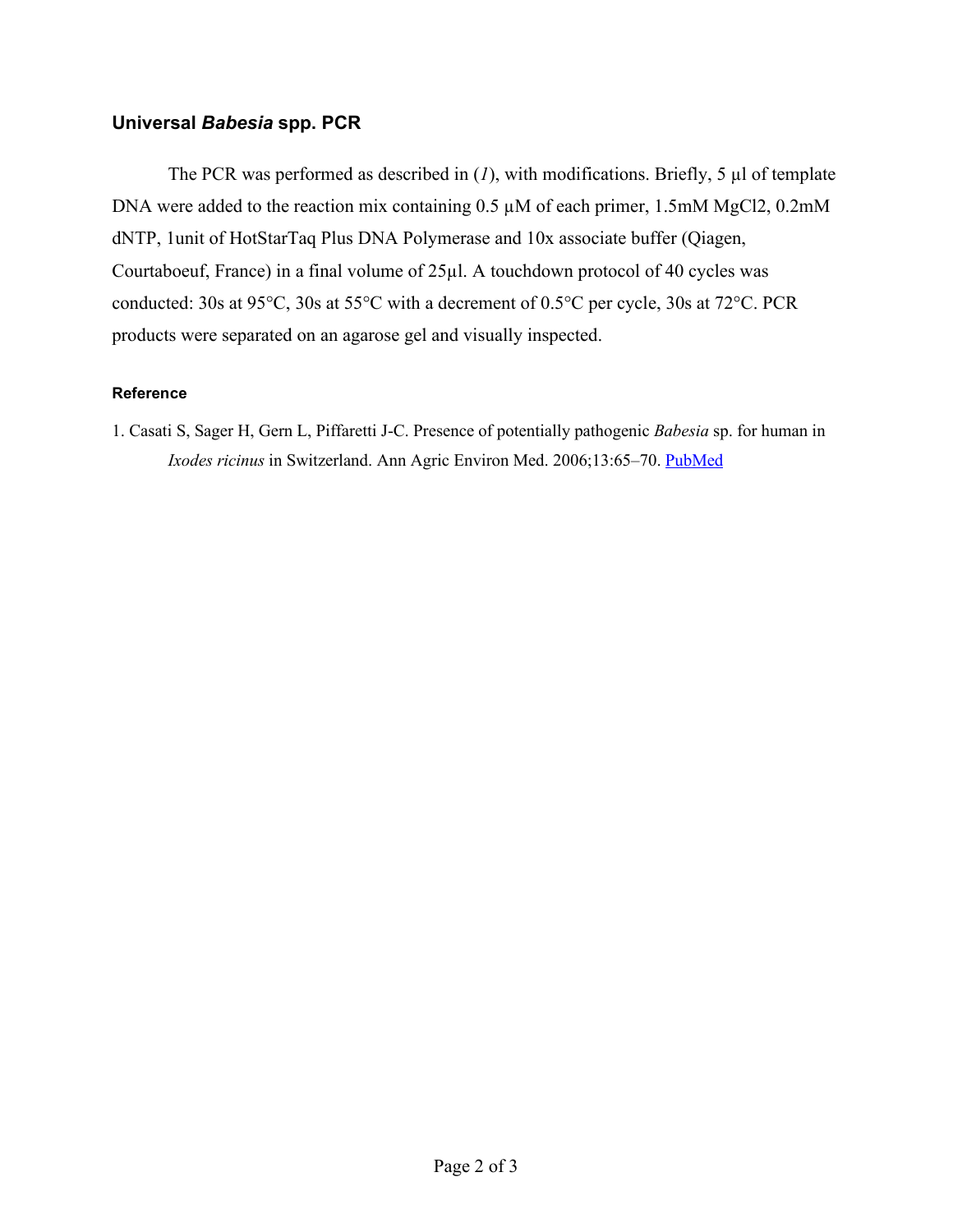## Universal *Babesia* spp. PCR

The PCR was performed as described in (*1*), with modifications. Briefly, 5 µl of template DNA were added to the reaction mix containing 0.5 µM of each primer, 1.5mM $MgCl_2$, 0.2mM dNTP, 1unit of HotStarTaq Plus DNA Polymerase and 10x associate buffer (Qiagen, Courtaboeuf, France) in a final volume of 25µl. A touchdown protocol of 40 cycles was conducted: 30s at 95°C, 30s at 55°C with a decrement of 0.5°C per cycle, 30s at 72°C. PCR products were separated on an agarose gel and visually inspected.

### Reference

1. Casati S, Sager H, Gern L, Piffaretti J-C. Presence of potentially pathogenic *Babesia* sp. for human in *Ixodes ricinus* in Switzerland. Ann Agric Environ Med. 2006;13:65–70. PubMed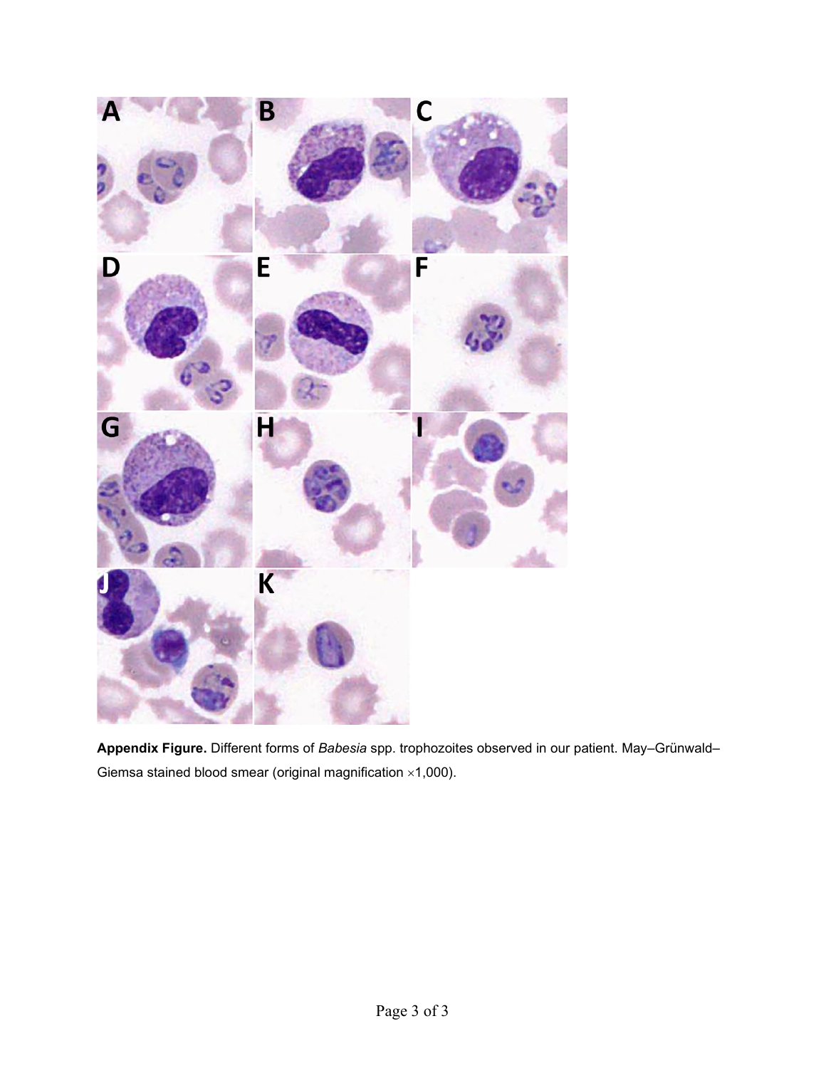A B C D E F G H I J K

**Appendix Figure.** Different forms of *Babesia* spp. trophozoites observed in our patient. May–Grünwald–Giemsa stained blood smear (original magnification ×1,000).